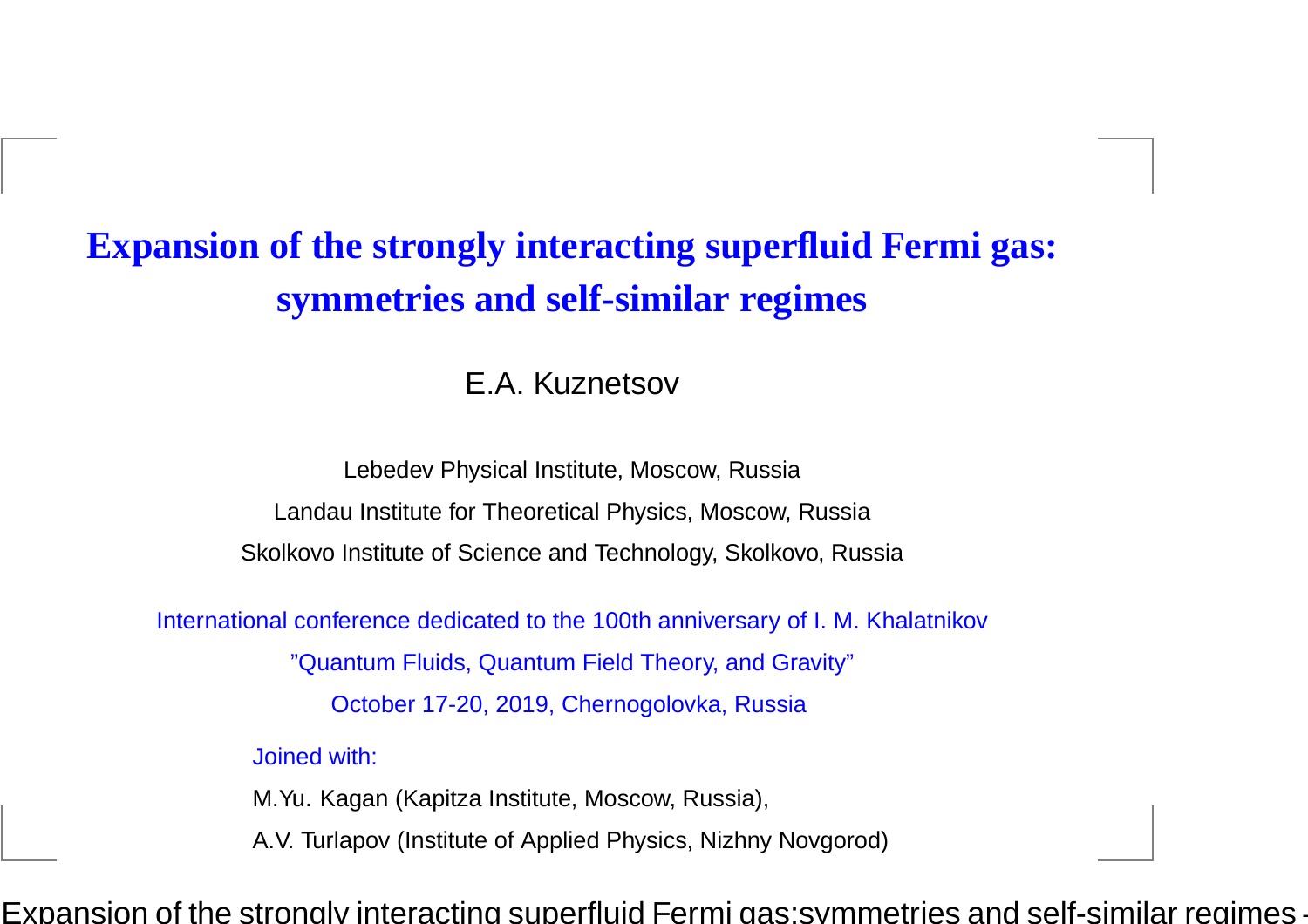# Expansion of the strongly interacting superfluid Fermi gas: symmetries and self-similar regimes

E.A. Kuznetsov

Lebedev Physical Institute, Moscow, Russia

Landau Institute for Theoretical Physics, Moscow, Russia

Skolkovo Institute of Science and Technology, Skolkovo, Russia

International conference dedicated to the 100th anniversary of I. M. Khalatnikov

"Quantum Fluids, Quantum Field Theory, and Gravity"

October 17-20, 2019, Chernogolovka, Russia

Joined with:

M.Yu. Kagan (Kapitza Institute, Moscow, Russia),

A.V. Turlapov (Institute of Applied Physics, Nizhny Novgorod)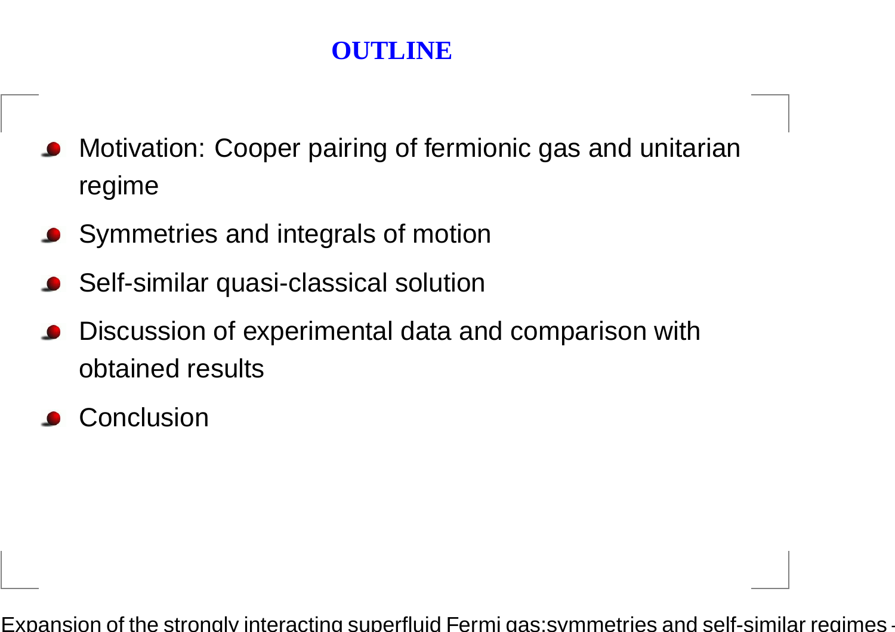# OUTLINE

- Motivation: Cooper pairing of fermionic gas and unitarian regime
- Symmetries and integrals of motion
- Self-similar quasi-classical solution
- Discussion of experimental data and comparison with obtained results
- Conclusion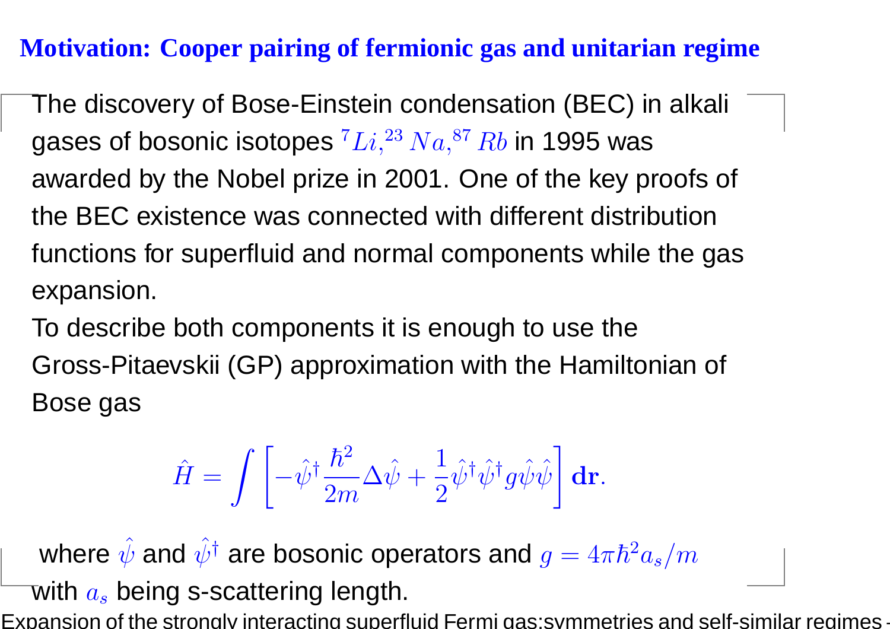## Motivation: Cooper pairing of fermionic gas and unitarian regime

The discovery of Bose-Einstein condensation (BEC) in alkali gases of bosonic isotopes $^7Li,^{23}Na,^{87}Rb$ in 1995 was awarded by the Nobel prize in 2001. One of the key proofs of the BEC existence was connected with different distribution functions for superfluid and normal components while the gas expansion.

To describe both components it is enough to use the Gross-Pitaevskii (GP) approximation with the Hamiltonian of Bose gas

$$\hat{H} = \int \left[ -\hat{\psi}^\dagger \frac{\hbar^2}{2m} \Delta \hat{\psi} + \frac{1}{2} \hat{\psi}^\dagger \hat{\psi}^\dagger g \hat{\psi} \hat{\psi} \right] \mathbf{dr}.$$

where $\hat{\psi}$ and $\hat{\psi}^\dagger$ are bosonic operators and $g = 4\pi\hbar^2 a_s/m$ with $a_s$ being s-scattering length.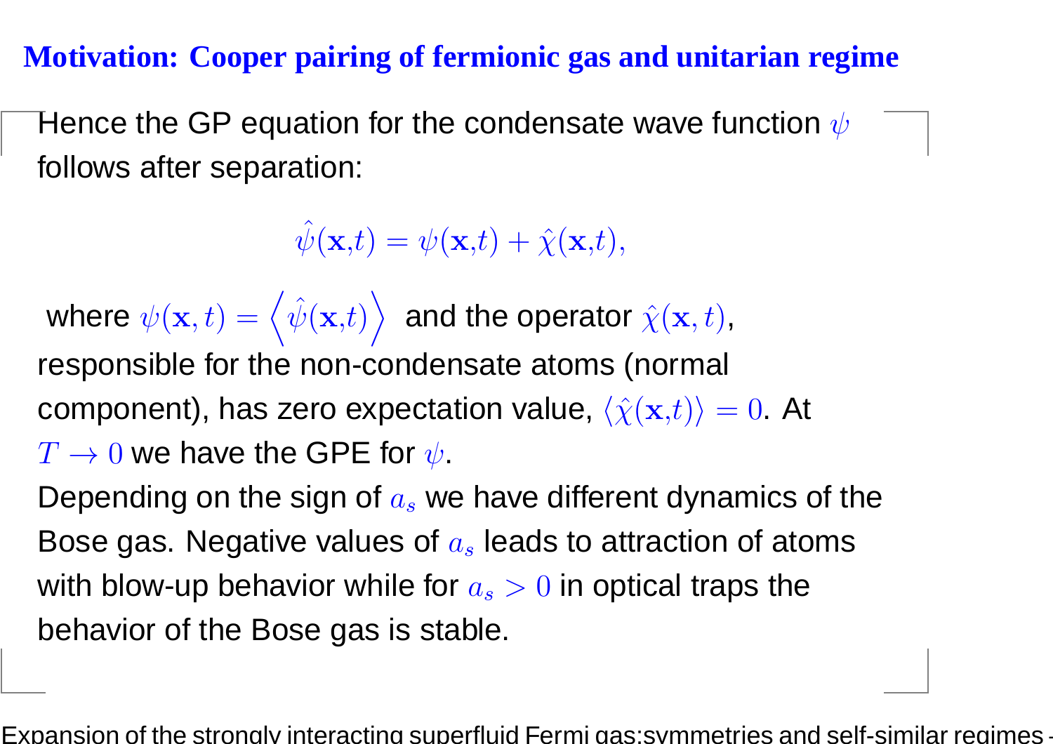## Motivation: Cooper pairing of fermionic gas and unitarian regime

Hence the GP equation for the condensate wave function $\psi$ follows after separation:

$$\hat{\psi}(\mathbf{x},t) = \psi(\mathbf{x},t) + \hat{\chi}(\mathbf{x},t),$$

where $\psi(\mathbf{x},t) = \left\langle \hat{\psi}(\mathbf{x},t) \right\rangle$ and the operator $\hat{\chi}(\mathbf{x},t)$, responsible for the non-condensate atoms (normal component), has zero expectation value, $\langle \hat{\chi}(\mathbf{x},t) \rangle = 0$. At $T \to 0$ we have the GPE for $\psi$.

Depending on the sign of $a_s$ we have different dynamics of the Bose gas. Negative values of $a_s$ leads to attraction of atoms with blow-up behavior while for $a_s > 0$ in optical traps the behavior of the Bose gas is stable.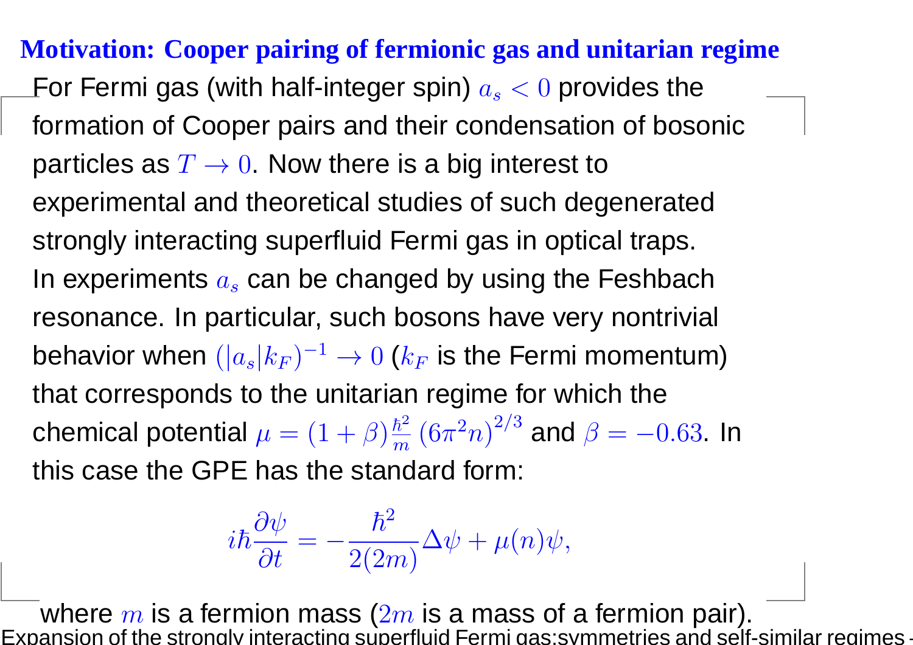## Motivation: Cooper pairing of fermionic gas and unitarian regime

For Fermi gas (with half-integer spin) $a_s < 0$ provides the formation of Cooper pairs and their condensation of bosonic particles as $T \to 0$. Now there is a big interest to experimental and theoretical studies of such degenerated strongly interacting superfluid Fermi gas in optical traps. In experiments $a_s$ can be changed by using the Feshbach resonance. In particular, such bosons have very nontrivial behavior when $(|a_s|k_F)^{-1} \to 0$ ($k_F$ is the Fermi momentum) that corresponds to the unitarian regime for which the chemical potential $\mu = (1+\beta)\frac{\hbar^2}{m}\left(6\pi^2 n\right)^{2/3}$ and $\beta = -0.63$. In this case the GPE has the standard form:

$$i\hbar\frac{\partial\psi}{\partial t} = -\frac{\hbar^2}{2(2m)}\Delta\psi + \mu(n)\psi,$$

where $m$ is a fermion mass ($2m$ is a mass of a fermion pair).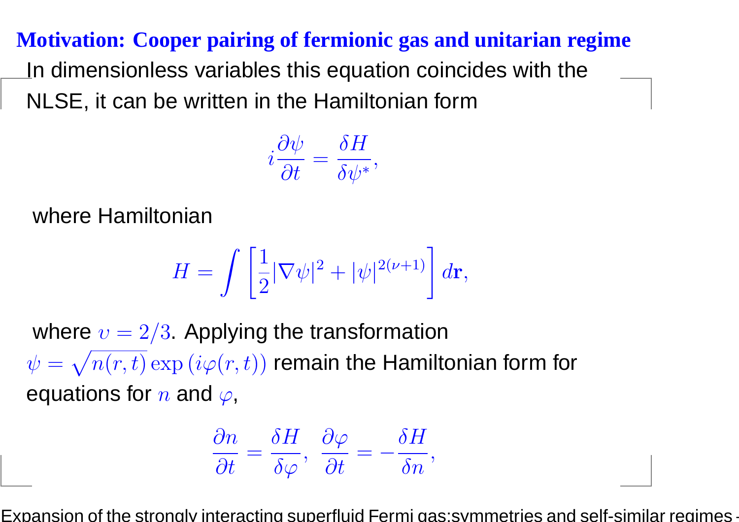## Motivation: Cooper pairing of fermionic gas and unitarian regime

In dimensionless variables this equation coincides with the NLSE, it can be written in the Hamiltonian form

$$i\frac{\partial \psi}{\partial t} = \frac{\delta H}{\delta \psi^*},$$

where Hamiltonian

$$H = \int \left[ \frac{1}{2} |\nabla \psi|^2 + |\psi|^{2(\nu+1)} \right] d\mathbf{r},$$

where $\upsilon = 2/3$. Applying the transformation $\psi = \sqrt{n(r,t)} \exp\left(i\varphi(r,t)\right)$ remain the Hamiltonian form for equations for $n$ and $\varphi$,

$$\frac{\partial n}{\partial t} = \frac{\delta H}{\delta \varphi}, \;\; \frac{\partial \varphi}{\partial t} = -\frac{\delta H}{\delta n},$$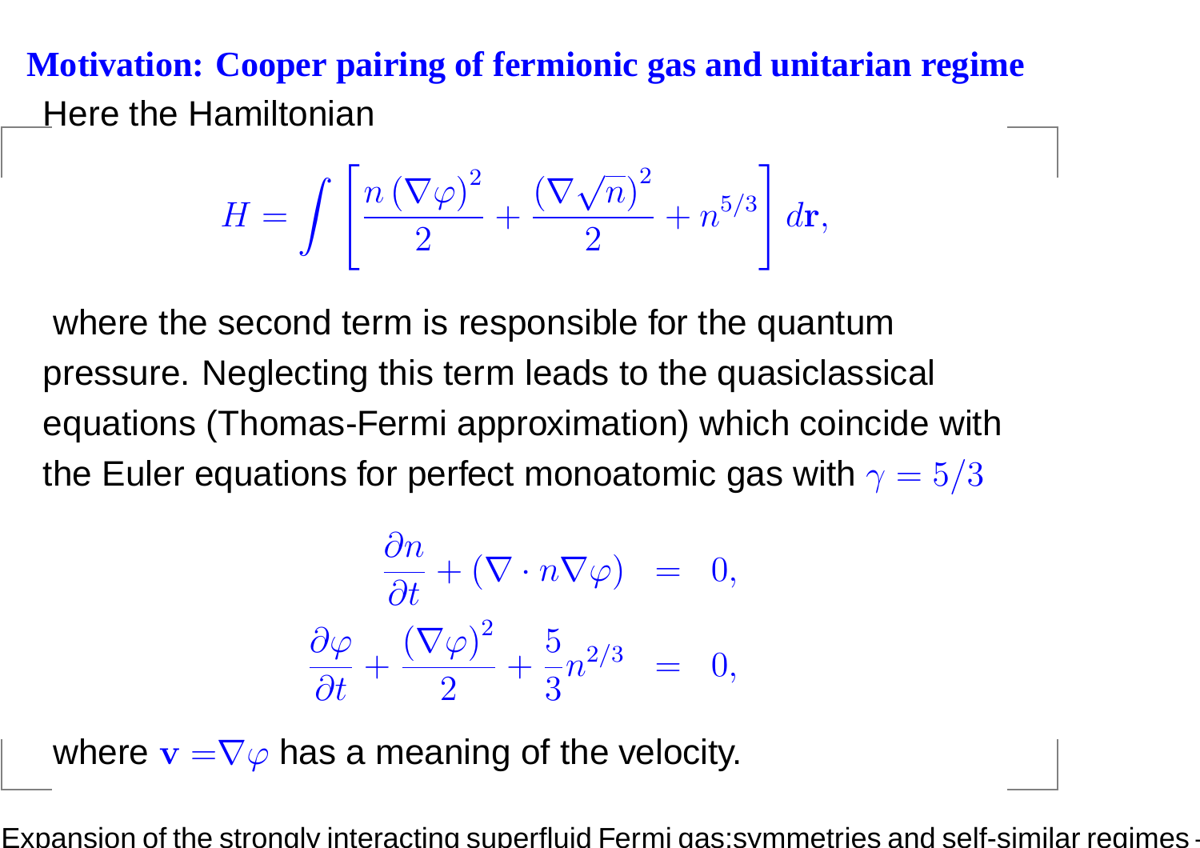## Motivation: Cooper pairing of fermionic gas and unitarian regime

Here the Hamiltonian

$$H = \int \left[ \frac{n\left(\nabla\varphi\right)^2}{2} + \frac{\left(\nabla\sqrt{n}\right)^2}{2} + n^{5/3} \right] d\mathbf{r},$$

where the second term is responsible for the quantum pressure. Neglecting this term leads to the quasiclassical equations (Thomas-Fermi approximation) which coincide with the Euler equations for perfect monoatomic gas with $\gamma = 5/3$

$$\begin{aligned}
\frac{\partial n}{\partial t} + (\nabla \cdot n\nabla\varphi) &= 0, \\
\frac{\partial \varphi}{\partial t} + \frac{\left(\nabla\varphi\right)^2}{2} + \frac{5}{3}n^{2/3} &= 0,
\end{aligned}$$

where $\mathbf{v} = \nabla\varphi$ has a meaning of the velocity.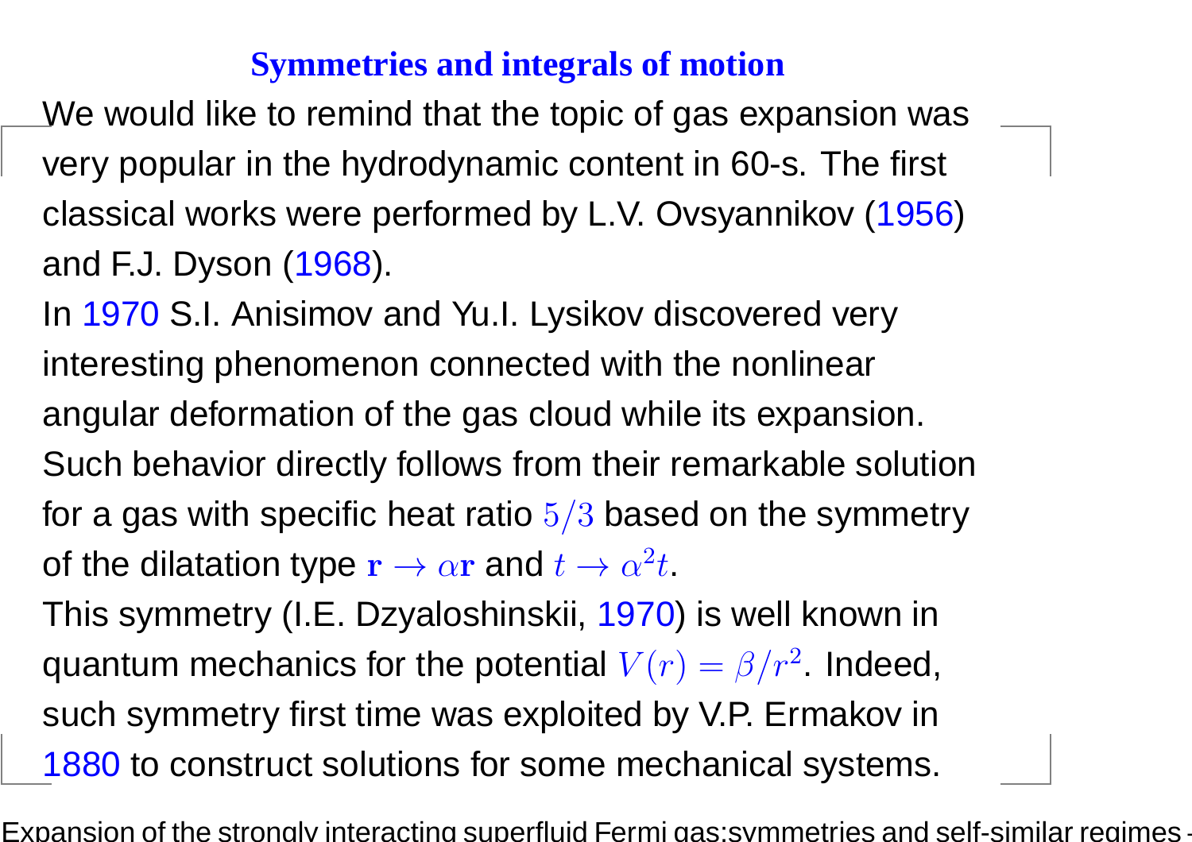# Symmetries and integrals of motion

We would like to remind that the topic of gas expansion was very popular in the hydrodynamic content in 60-s. The first classical works were performed by L.V. Ovsyannikov (1956) and F.J. Dyson (1968).

In 1970 S.I. Anisimov and Yu.I. Lysikov discovered very interesting phenomenon connected with the nonlinear angular deformation of the gas cloud while its expansion. Such behavior directly follows from their remarkable solution for a gas with specific heat ratio $5/3$ based on the symmetry of the dilatation type $\mathbf{r} \to \alpha \mathbf{r}$ and $t \to \alpha^2 t$.

This symmetry (I.E. Dzyaloshinskii, 1970) is well known in quantum mechanics for the potential $V(r) = \beta / r^2$. Indeed, such symmetry first time was exploited by V.P. Ermakov in 1880 to construct solutions for some mechanical systems.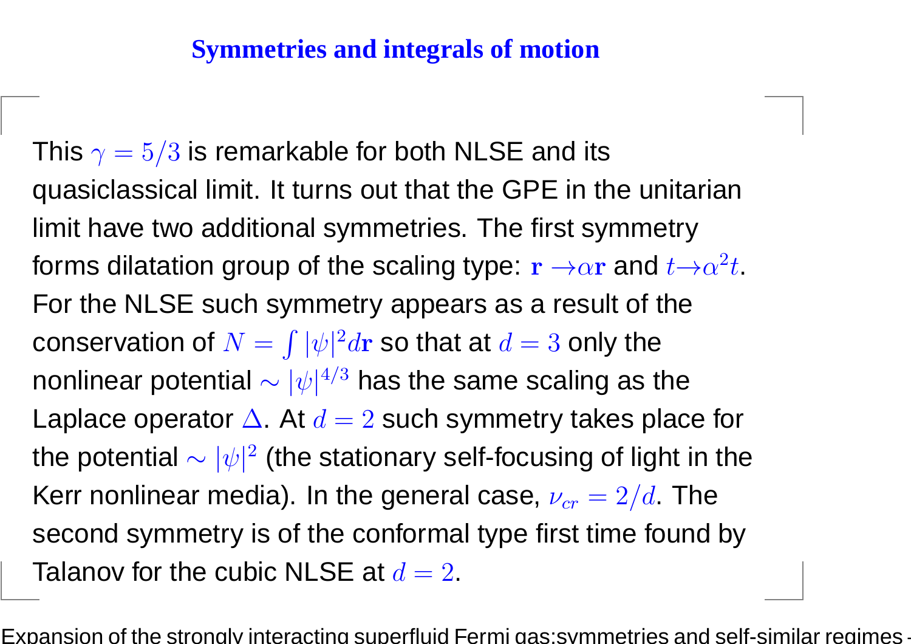## Symmetries and integrals of motion

This $\gamma = 5/3$ is remarkable for both NLSE and its quasiclassical limit. It turns out that the GPE in the unitarian limit have two additional symmetries. The first symmetry forms dilatation group of the scaling type: $\mathbf{r} \to \alpha\mathbf{r}$ and $t \to \alpha^2 t$. For the NLSE such symmetry appears as a result of the conservation of $N = \int |\psi|^2 d\mathbf{r}$ so that at $d = 3$ only the nonlinear potential $\sim |\psi|^{4/3}$ has the same scaling as the Laplace operator $\Delta$. At $d = 2$ such symmetry takes place for the potential $\sim |\psi|^2$ (the stationary self-focusing of light in the Kerr nonlinear media). In the general case, $\nu_{cr} = 2/d$. The second symmetry is of the conformal type first time found by Talanov for the cubic NLSE at $d = 2$.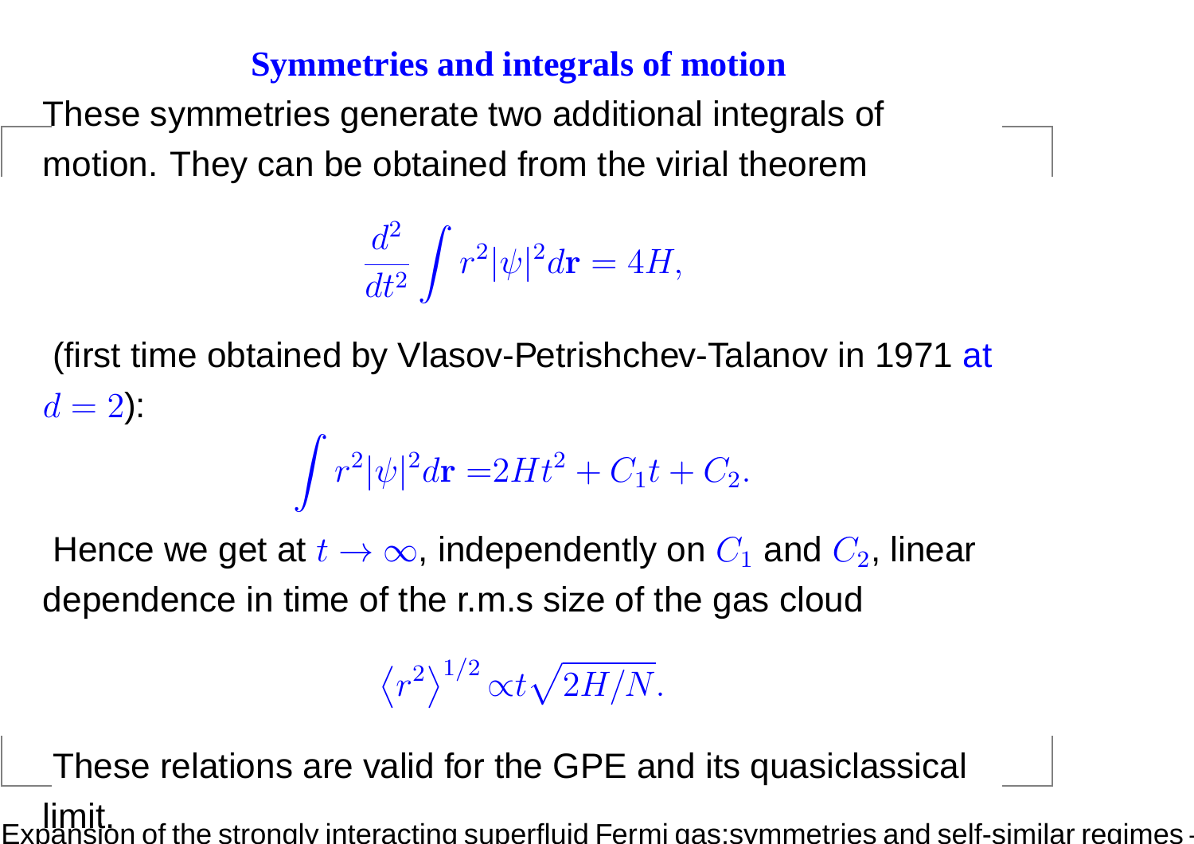## Symmetries and integrals of motion

These symmetries generate two additional integrals of motion. They can be obtained from the virial theorem

$$\frac{d^2}{dt^2}\int r^2|\psi|^2 d\mathbf{r} = 4H,$$

(first time obtained by Vlasov-Petrishchev-Talanov in 1971 at $d = 2$):

$$\int r^2|\psi|^2 d\mathbf{r} = 2Ht^2 + C_1 t + C_2.$$

Hence we get at $t \to \infty$, independently on $C_1$ and $C_2$, linear dependence in time of the r.m.s size of the gas cloud

$$\langle r^2 \rangle^{1/2} \propto t\sqrt{2H/N}.$$

These relations are valid for the GPE and its quasiclassical limit.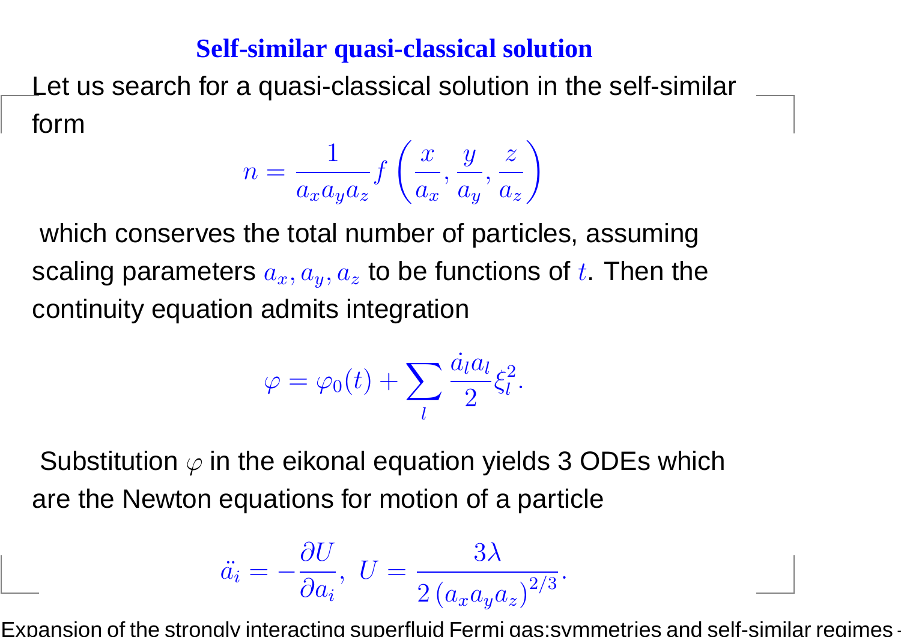## Self-similar quasi-classical solution

Let us search for a quasi-classical solution in the self-similar form

$$n = \frac{1}{a_x a_y a_z} f\left(\frac{x}{a_x}, \frac{y}{a_y}, \frac{z}{a_z}\right)$$

which conserves the total number of particles, assuming scaling parameters $a_x, a_y, a_z$ to be functions of $t$. Then the continuity equation admits integration

$$\varphi = \varphi_0(t) + \sum_l \frac{\dot{a}_l a_l}{2} \xi_l^2.$$

Substitution $\varphi$ in the eikonal equation yields 3 ODEs which are the Newton equations for motion of a particle

$$\ddot{a}_i = -\frac{\partial U}{\partial a_i}, \; U = \frac{3\lambda}{2\left(a_x a_y a_z\right)^{2/3}}.$$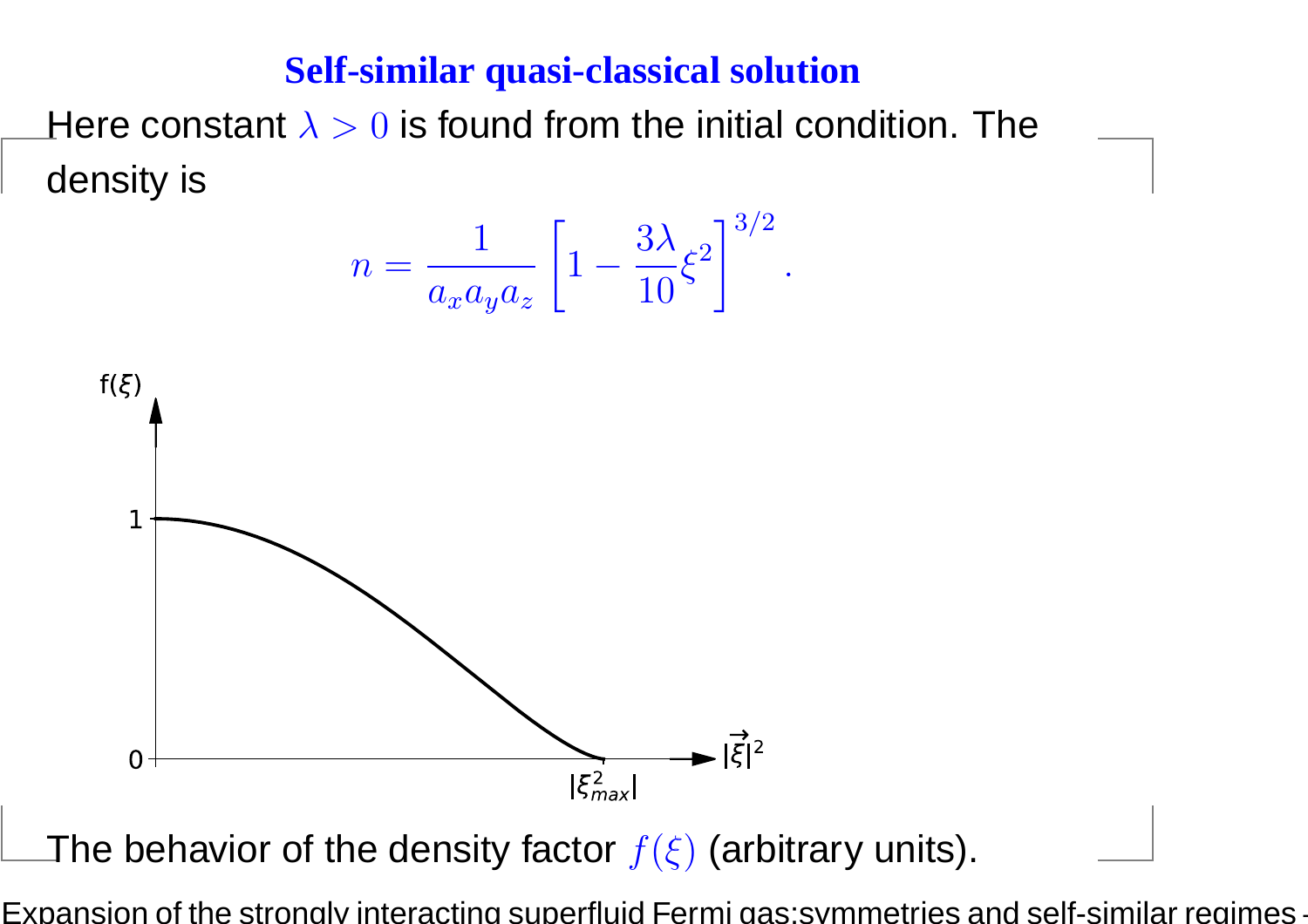# Self-similar quasi-classical solution

Here constant $\lambda > 0$ is found from the initial condition. The density is

$$n = \frac{1}{a_x a_y a_z}\left[1 - \frac{3\lambda}{10}\xi^2\right]^{3/2}.$$

The behavior of the density factor $f(\xi)$ (arbitrary units).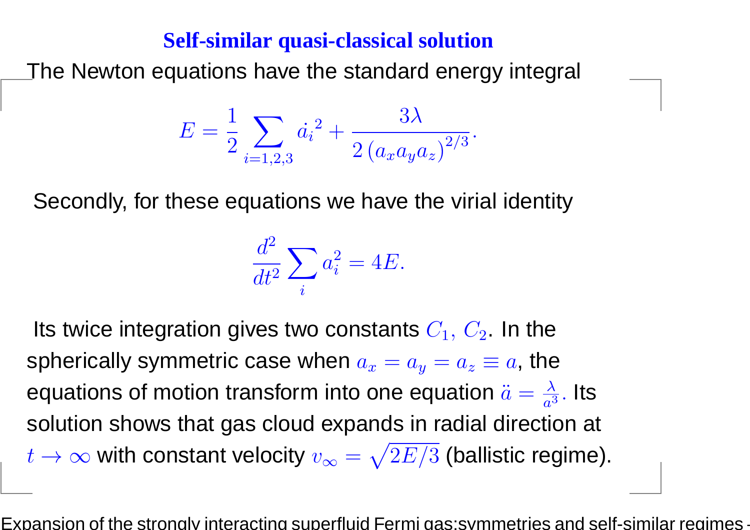## Self-similar quasi-classical solution

The Newton equations have the standard energy integral

$$E = \frac{1}{2} \sum_{i=1,2,3} \dot{a_i}^2 + \frac{3\lambda}{2\left(a_x a_y a_z\right)^{2/3}}.$$

Secondly, for these equations we have the virial identity

$$\frac{d^2}{dt^2} \sum_i a_i^2 = 4E.$$

Its twice integration gives two constants $C_1, C_2$. In the spherically symmetric case when $a_x = a_y = a_z \equiv a$, the equations of motion transform into one equation $\ddot{a} = \frac{\lambda}{a^3}$. Its solution shows that gas cloud expands in radial direction at $t \to \infty$ with constant velocity $v_\infty = \sqrt{2E/3}$ (ballistic regime).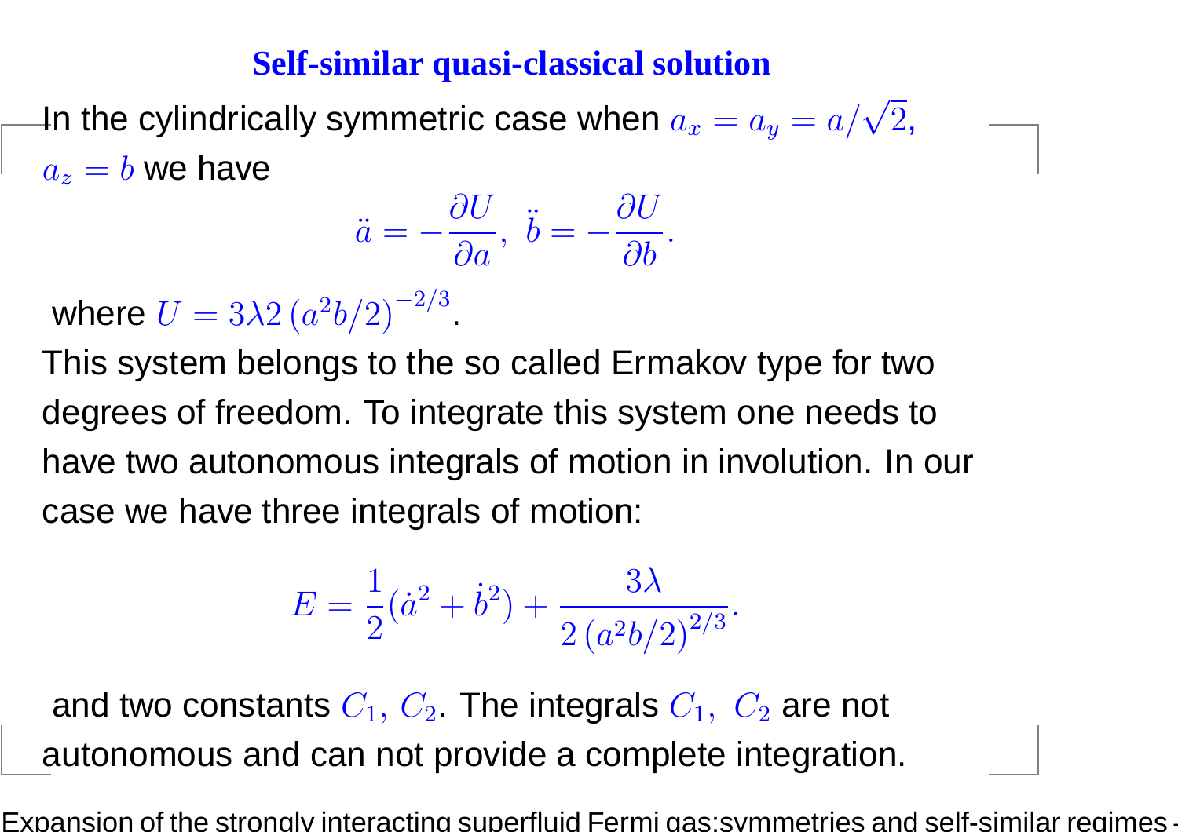## Self-similar quasi-classical solution

In the cylindrically symmetric case when $a_x = a_y = a/\sqrt{2}$, $a_z = b$ we have

$$\ddot{a} = -\frac{\partial U}{\partial a}, \;\; \ddot{b} = -\frac{\partial U}{\partial b}.$$

where $U = 3\lambda 2\left(a^2 b/2\right)^{-2/3}$.

This system belongs to the so called Ermakov type for two degrees of freedom. To integrate this system one needs to have two autonomous integrals of motion in involution. In our case we have three integrals of motion:

$$E = \frac{1}{2}(\dot{a}^2 + \dot{b}^2) + \frac{3\lambda}{2\left(a^2 b/2\right)^{2/3}}.$$

and two constants $C_1, \; C_2$. The integrals $C_1, \; C_2$ are not autonomous and can not provide a complete integration.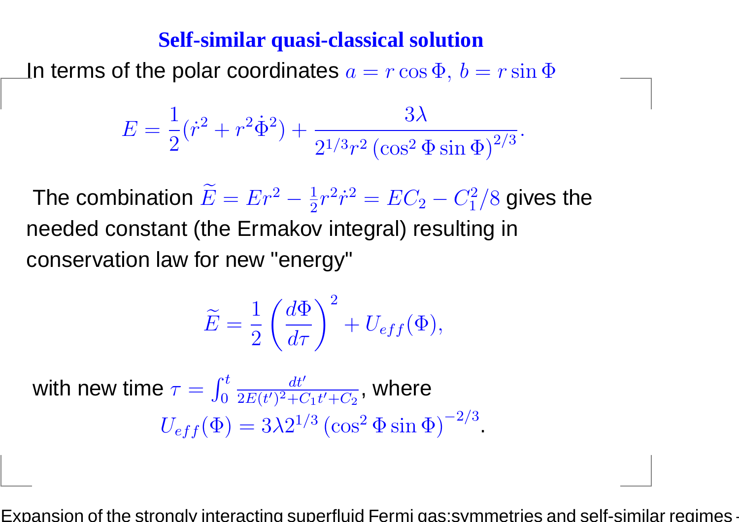## Self-similar quasi-classical solution

In terms of the polar coordinates $a = r\cos\Phi,\ b = r\sin\Phi$

$$E = \frac{1}{2}(\dot{r}^2 + r^2\dot{\Phi}^2) + \frac{3\lambda}{2^{1/3}r^2\left(\cos^2\Phi\sin\Phi\right)^{2/3}}.$$

The combination $\widetilde{E} = Er^2 - \frac{1}{2}r^2\dot{r}^2 = EC_2 - C_1^2/8$ gives the needed constant (the Ermakov integral) resulting in conservation law for new "energy"

$$\widetilde{E} = \frac{1}{2}\left(\frac{d\Phi}{d\tau}\right)^2 + U_{eff}(\Phi),$$

with new time $\tau = \int_0^t \frac{dt'}{2E(t')^2 + C_1 t' + C_2}$, where

$$U_{eff}(\Phi) = 3\lambda 2^{1/3}\left(\cos^2\Phi\sin\Phi\right)^{-2/3}.$$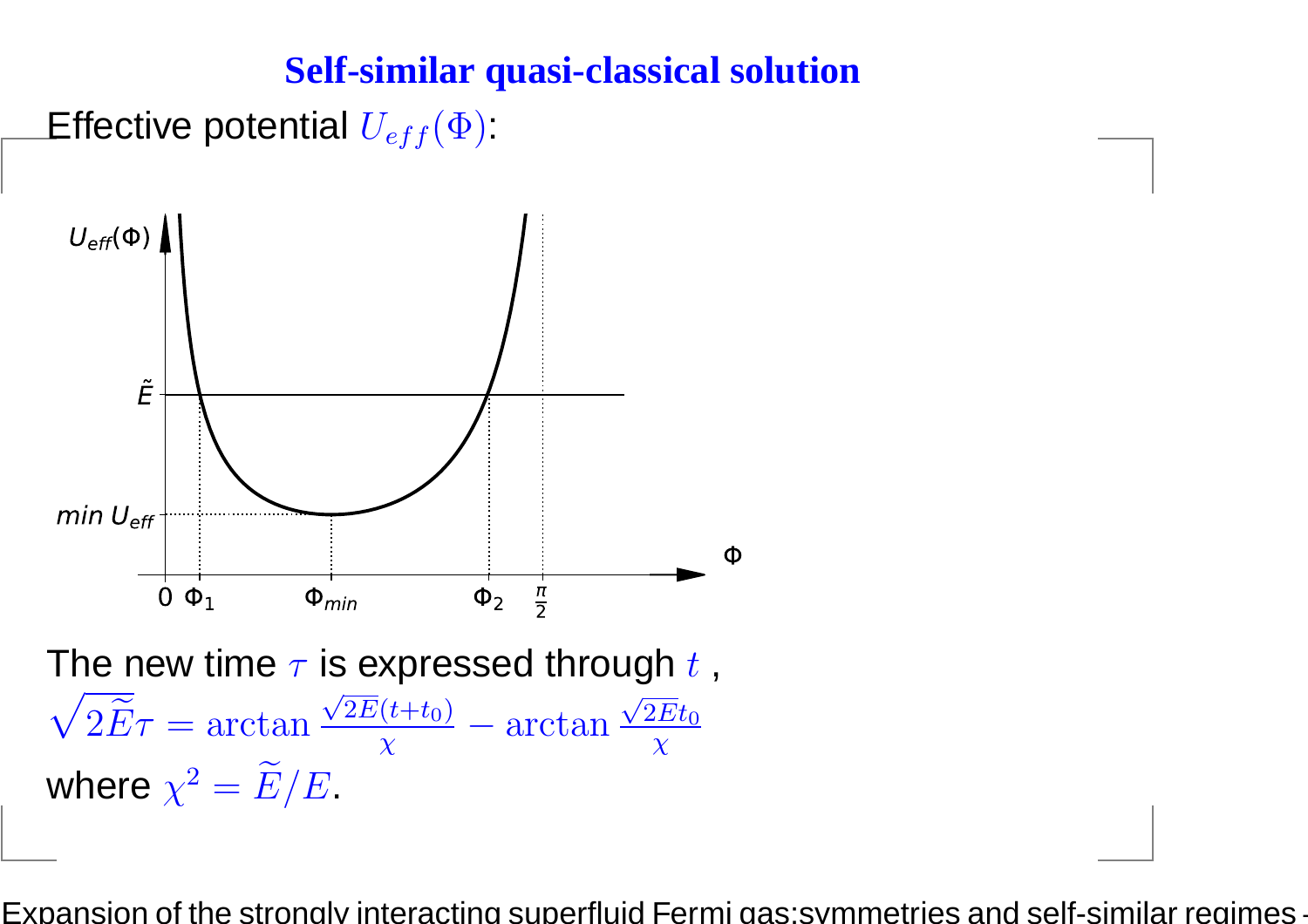# Self-similar quasi-classical solution

Effective potential $U_{eff}(\Phi)$:

The new time $\tau$ is expressed through $t$ ,

$$\sqrt{2\widetilde{E}}\tau = \arctan\frac{\sqrt{2E}(t+t_0)}{\chi} - \arctan\frac{\sqrt{2E}t_0}{\chi}$$

where $\chi^2 = \widetilde{E}/E$.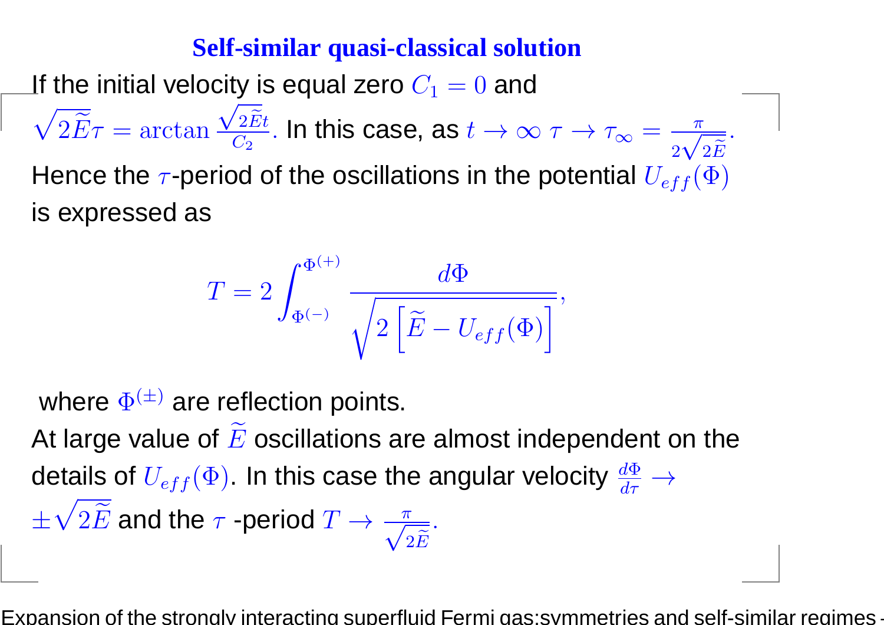## Self-similar quasi-classical solution

If the initial velocity is equal zero $C_1 = 0$ and $\sqrt{2\widetilde{E}}\tau = \arctan \frac{\sqrt{2\widetilde{E}}t}{C_2}$. In this case, as $t \to \infty$ $\tau \to \tau_\infty = \frac{\pi}{2\sqrt{2\widetilde{E}}}$. Hence the $\tau$-period of the oscillations in the potential $U_{eff}(\Phi)$ is expressed as

$$T = 2\int_{\Phi^{(-)}}^{\Phi^{(+)}} \frac{d\Phi}{\sqrt{2\left[\widetilde{E} - U_{eff}(\Phi)\right]}},$$

where $\Phi^{(\pm)}$ are reflection points.

At large value of $\widetilde{E}$ oscillations are almost independent on the details of $U_{eff}(\Phi)$. In this case the angular velocity $\frac{d\Phi}{d\tau} \to \pm\sqrt{2\widetilde{E}}$ and the $\tau$ -period $T \to \frac{\pi}{\sqrt{2\widetilde{E}}}$.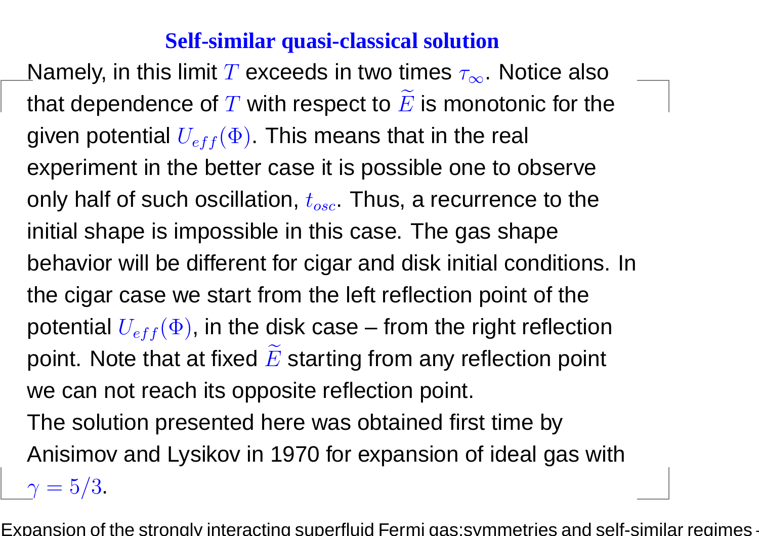## Self-similar quasi-classical solution

Namely, in this limit $T$ exceeds in two times $\tau_\infty$. Notice also that dependence of $T$ with respect to $\widetilde{E}$ is monotonic for the given potential $U_{eff}(\Phi)$. This means that in the real experiment in the better case it is possible one to observe only half of such oscillation, $t_{osc}$. Thus, a recurrence to the initial shape is impossible in this case. The gas shape behavior will be different for cigar and disk initial conditions. In the cigar case we start from the left reflection point of the potential $U_{eff}(\Phi)$, in the disk case – from the right reflection point. Note that at fixed $\widetilde{E}$ starting from any reflection point we can not reach its opposite reflection point.

The solution presented here was obtained first time by Anisimov and Lysikov in 1970 for expansion of ideal gas with $\gamma = 5/3$.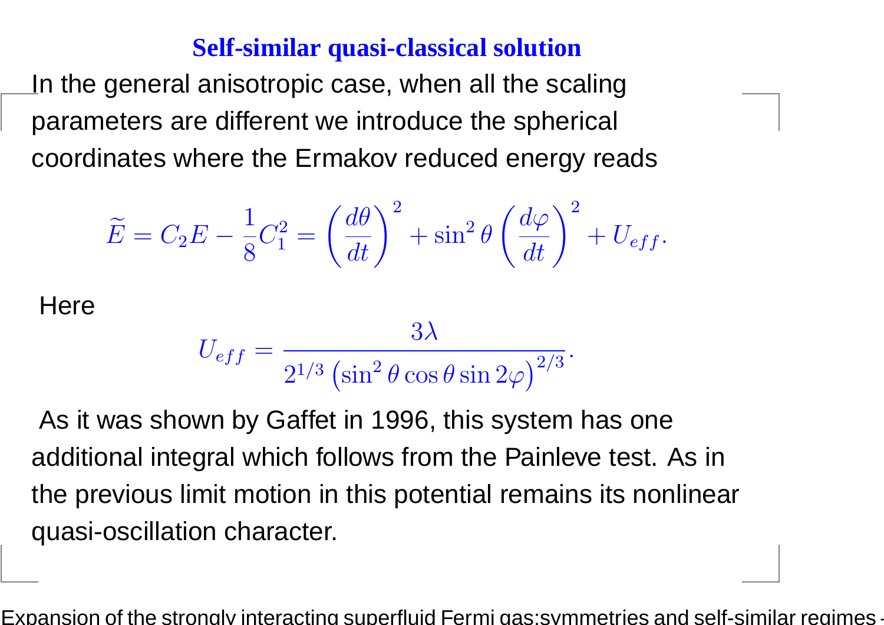## Self-similar quasi-classical solution

In the general anisotropic case, when all the scaling parameters are different we introduce the spherical coordinates where the Ermakov reduced energy reads

$$\widetilde{E} = C_2 E - \frac{1}{8} C_1^2 = \left(\frac{d\theta}{dt}\right)^2 + \sin^2\theta \left(\frac{d\varphi}{dt}\right)^2 + U_{eff}.$$

Here

$$U_{eff} = \frac{3\lambda}{2^{1/3}\left(\sin^2\theta\cos\theta\sin 2\varphi\right)^{2/3}}.$$

As it was shown by Gaffet in 1996, this system has one additional integral which follows from the Painleve test. As in the previous limit motion in this potential remains its nonlinear quasi-oscillation character.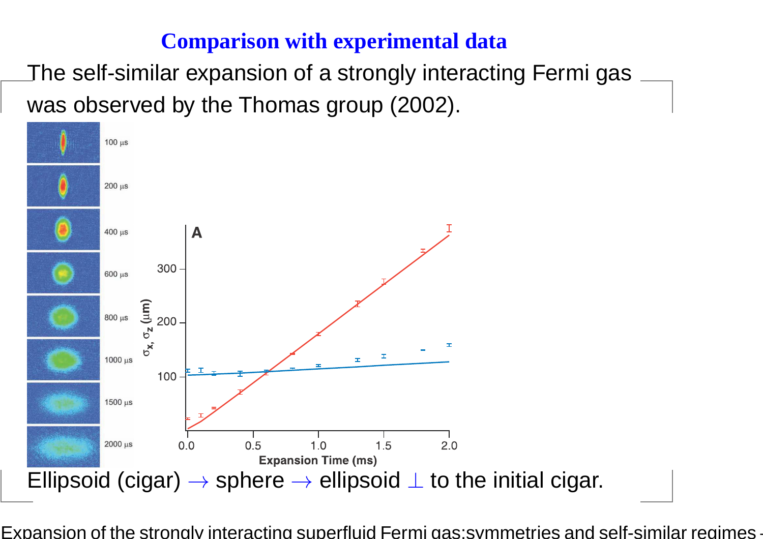## Comparison with experimental data

The self-similar expansion of a strongly interacting Fermi gas was observed by the Thomas group (2002).

Ellipsoid (cigar) $\rightarrow$ sphere $\rightarrow$ ellipsoid $\perp$ to the initial cigar.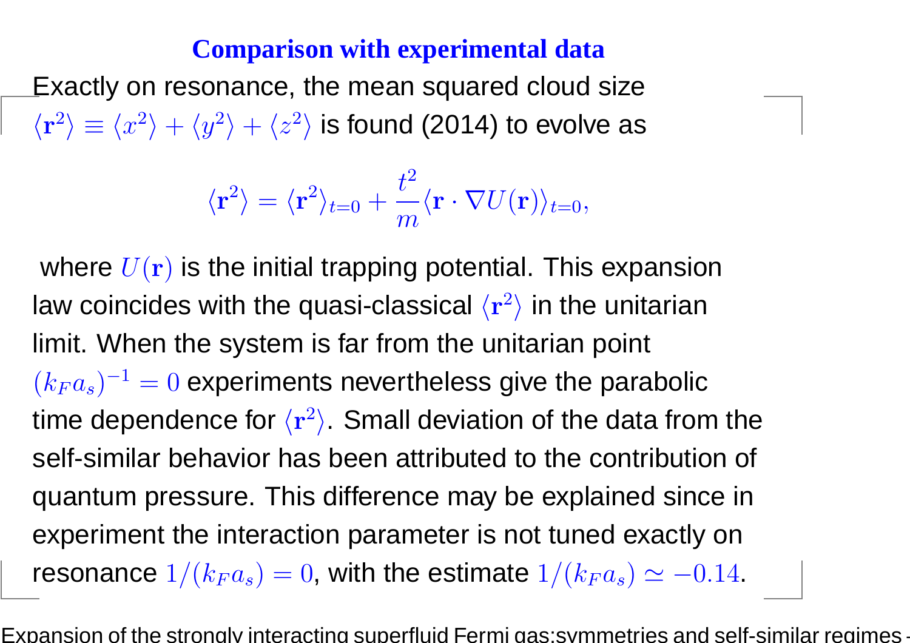## Comparison with experimental data

Exactly on resonance, the mean squared cloud size $\langle \mathbf{r}^2 \rangle \equiv \langle x^2 \rangle + \langle y^2 \rangle + \langle z^2 \rangle$ is found (2014) to evolve as

$$\langle \mathbf{r}^2 \rangle = \langle \mathbf{r}^2 \rangle_{t=0} + \frac{t^2}{m} \langle \mathbf{r} \cdot \nabla U(\mathbf{r}) \rangle_{t=0},$$

where $U(\mathbf{r})$ is the initial trapping potential. This expansion law coincides with the quasi-classical $\langle \mathbf{r}^2 \rangle$ in the unitarian limit. When the system is far from the unitarian point $(k_F a_s)^{-1} = 0$ experiments nevertheless give the parabolic time dependence for $\langle \mathbf{r}^2 \rangle$. Small deviation of the data from the self-similar behavior has been attributed to the contribution of quantum pressure. This difference may be explained since in experiment the interaction parameter is not tuned exactly on resonance $1/(k_F a_s) = 0$, with the estimate $1/(k_F a_s) \simeq -0.14$.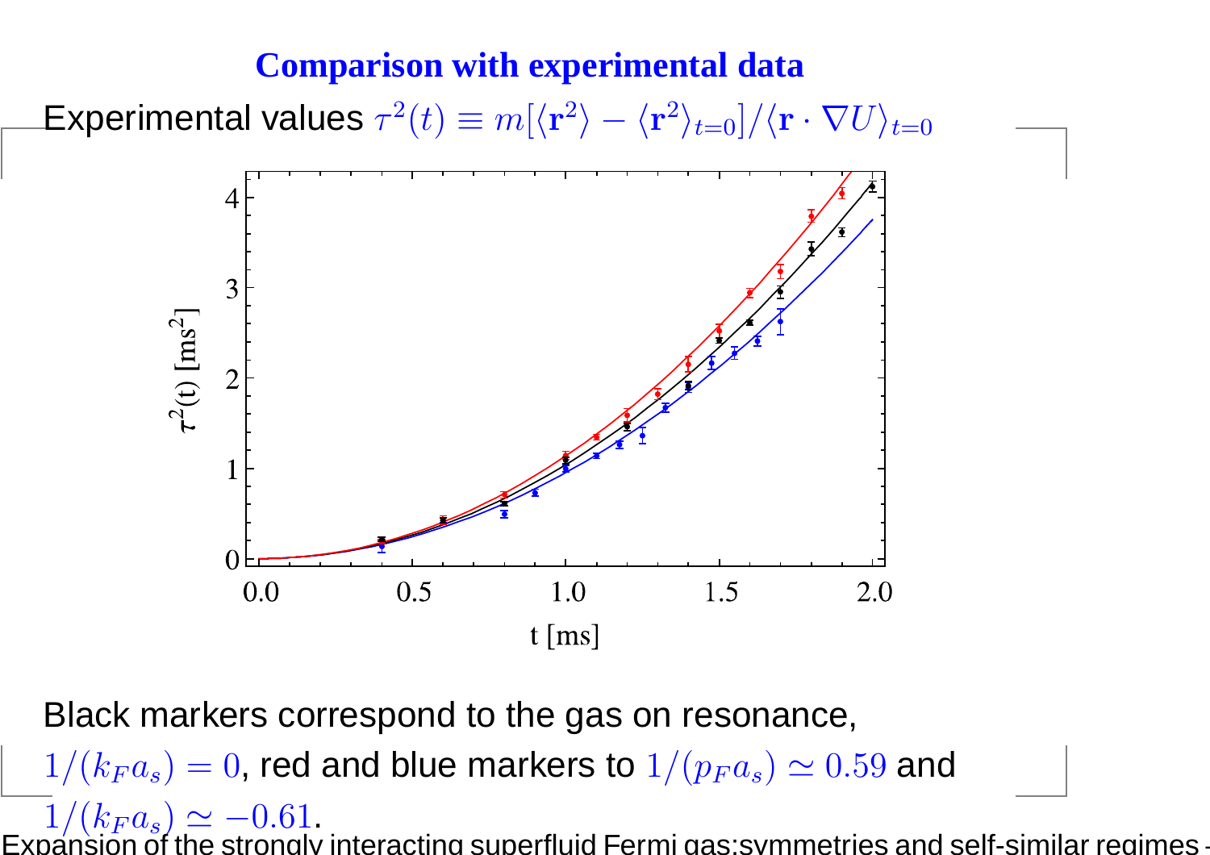# Comparison with experimental data

Experimental values $\tau^2(t) \equiv m[\langle \mathbf{r}^2 \rangle - \langle \mathbf{r}^2 \rangle_{t=0}]/\langle \mathbf{r} \cdot \nabla U \rangle_{t=0}$

Black markers correspond to the gas on resonance, $1/(k_F a_s) = 0$, red and blue markers to $1/(p_F a_s) \simeq 0.59$ and $1/(k_F a_s) \simeq -0.61$.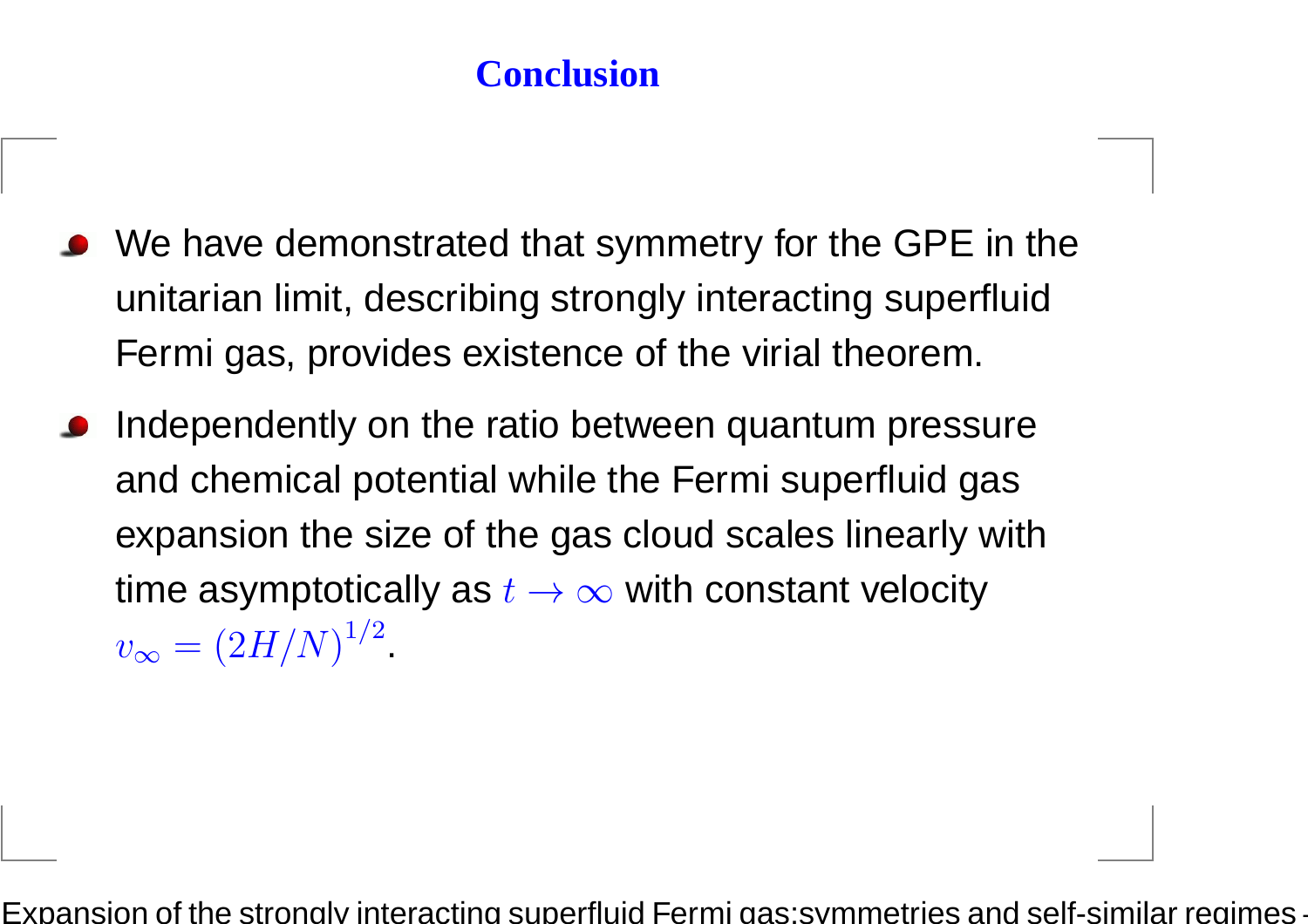# Conclusion

- We have demonstrated that symmetry for the GPE in the unitarian limit, describing strongly interacting superfluid Fermi gas, provides existence of the virial theorem.
- Independently on the ratio between quantum pressure and chemical potential while the Fermi superfluid gas expansion the size of the gas cloud scales linearly with time asymptotically as $t \to \infty$ with constant velocity $v_\infty = (2H/N)^{1/2}$.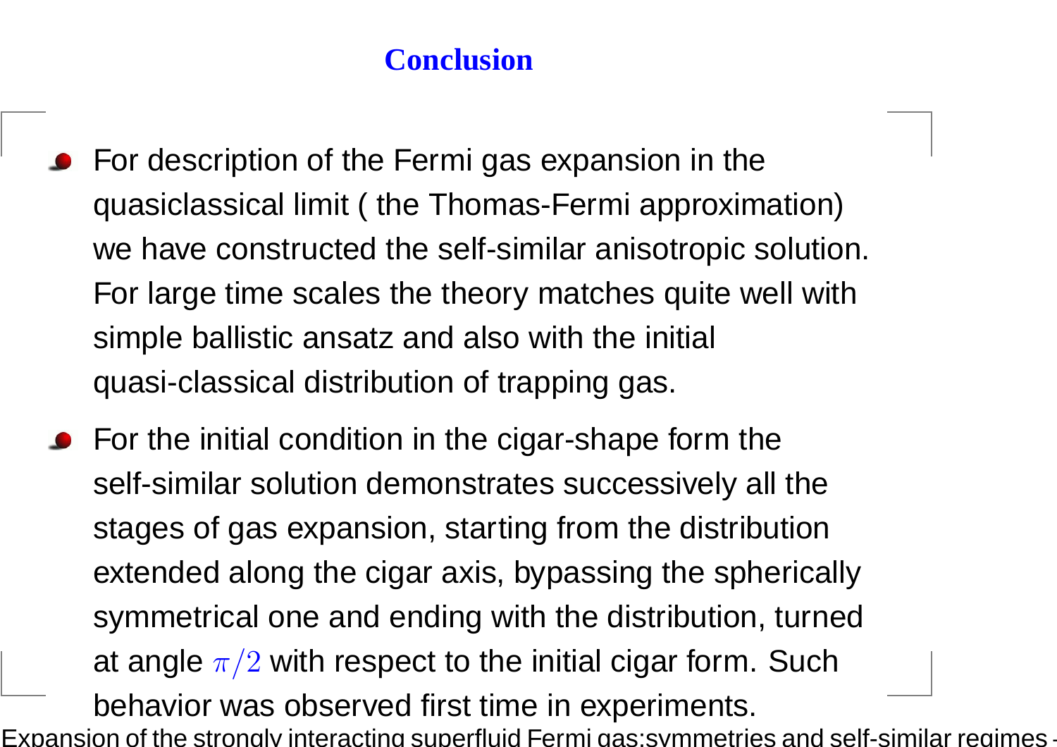# Conclusion

- For description of the Fermi gas expansion in the quasiclassical limit ( the Thomas-Fermi approximation) we have constructed the self-similar anisotropic solution. For large time scales the theory matches quite well with simple ballistic ansatz and also with the initial quasi-classical distribution of trapping gas.
- For the initial condition in the cigar-shape form the self-similar solution demonstrates successively all the stages of gas expansion, starting from the distribution extended along the cigar axis, bypassing the spherically symmetrical one and ending with the distribution, turned at angle $\pi/2$ with respect to the initial cigar form. Such behavior was observed first time in experiments.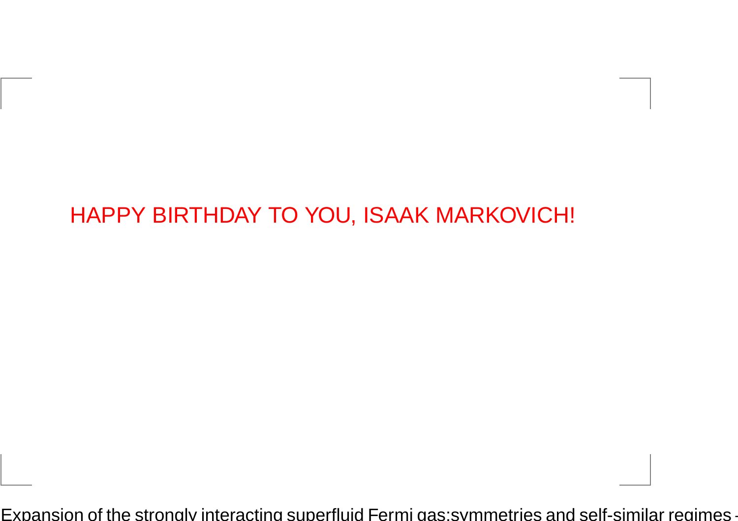HAPPY BIRTHDAY TO YOU, ISAAK MARKOVICH!